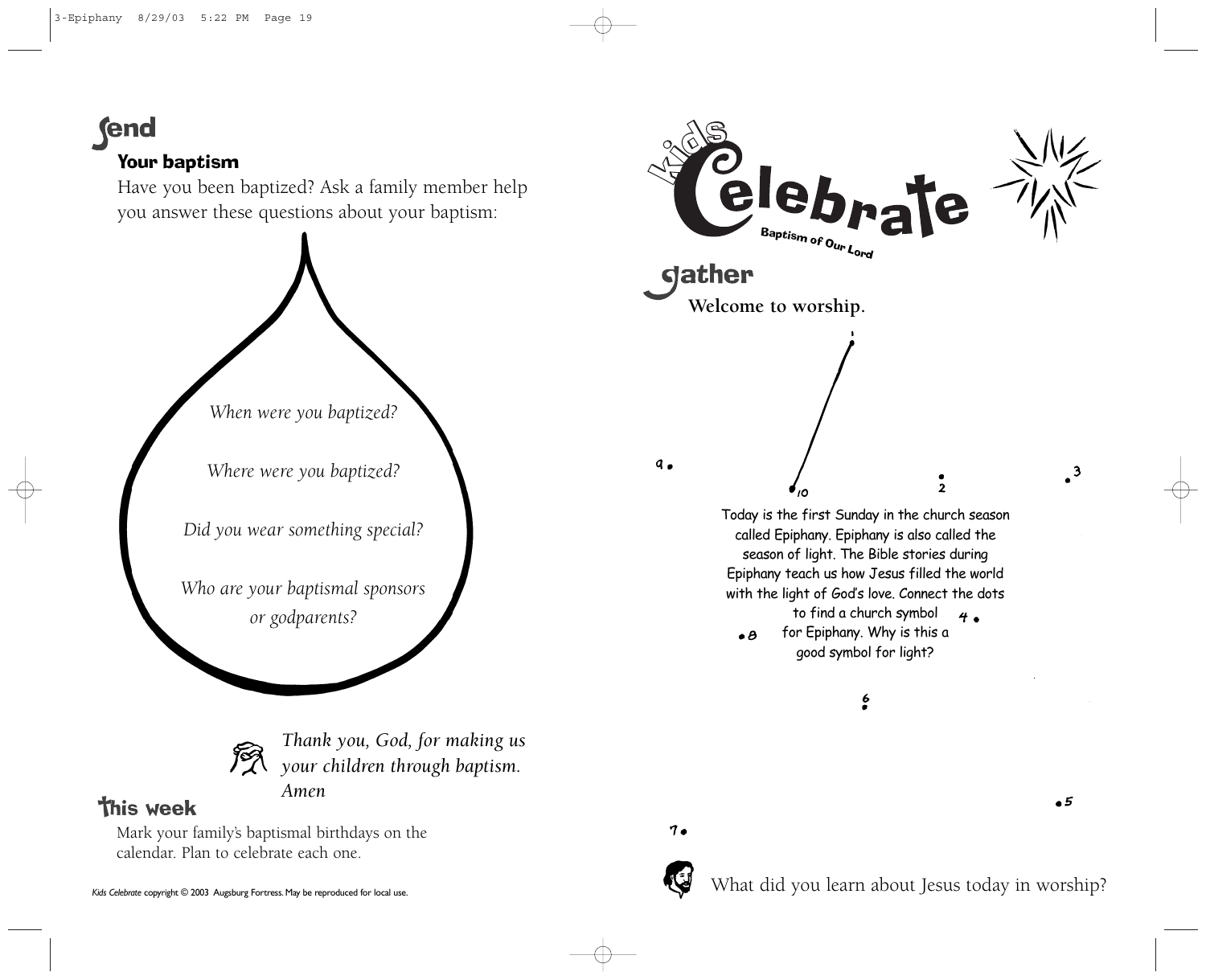# Send

## Your baptism

Have you been baptized? Ask a family member help you answer these questions about your baptism:

*When were you baptized?*

*Where were you baptized?*

*Did you wear something special?*

*Who are your baptismal sponsors or godparents?*

*Thank you, God, for making us your children through baptism. Amen*

## This week

Mark your family's baptismal birthdays on the calendar. Plan to celebrate each one.

*Kids Celebrate* copyright © 2003 Augsburg Fortress. May be reproduced for local use.

# Kids Celebrate

**Baptism of Our Lord**

# Gather

**Welcome to worship.**

1 2 3 4 5 6 7 8 9 10

Today is the first Sunday in the church season called Epiphany. Epiphany is also called the season of light. The Bible stories during Epiphany teach us how Jesus filled the world with the light of God's love. Connect the dots to find a church symbol for Epiphany. Why is this a good symbol for light?

What did you learn about Jesus today in worship?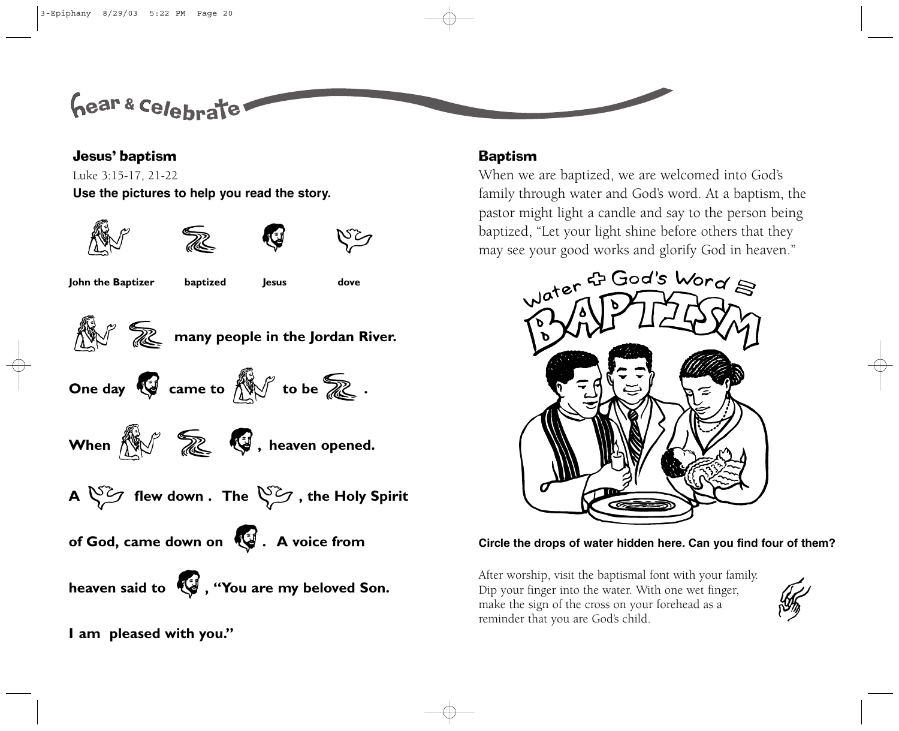## hear & celebrate

### Jesus' baptism

Luke 3:15-17, 21-22

**Use the pictures to help you read the story.**

**John the Baptizer** **baptized** **Jesus** **dove**

**[John the Baptizer] [baptized] many people in the Jordan River.**

**One day [Jesus] came to [John the Baptizer] to be [baptized].**

**When [John the Baptizer] [baptized] [Jesus], heaven opened.**

**A [dove] flew down. The [dove], the Holy Spirit of God, came down on [Jesus]. A voice from heaven said to [Jesus], "You are my beloved Son. I am pleased with you."**

### Baptism

When we are baptized, we are welcomed into God's family through water and God's word. At a baptism, the pastor might light a candle and say to the person being baptized, "Let your light shine before others that they may see your good works and glorify God in heaven."

Water + God's Word = BAPTISM

**Circle the drops of water hidden here. Can you find four of them?**

After worship, visit the baptismal font with your family. Dip your finger into the water. With one wet finger, make the sign of the cross on your forehead as a reminder that you are God's child.